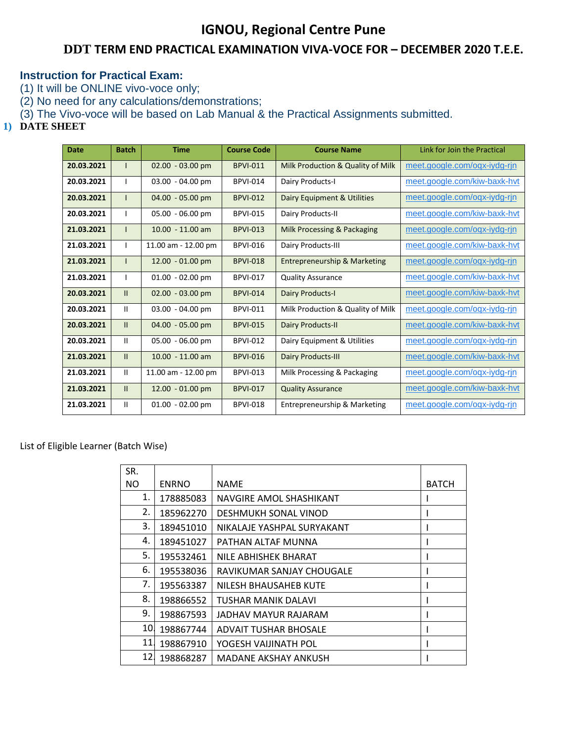# IGNOU, Regional Centre Pune

## DDT TERM END PRACTICAL EXAMINATION VIVA-VOCE FOR – DECEMBER 2020 T.E.E.

### Instruction for Practical Exam:

(1) It will be ONLINE vivo-voce only;
(2) No need for any calculations/demonstrations;
(3) The Vivo-voce will be based on Lab Manual & the Practical Assignments submitted.

1) **DATE SHEET**

| Date | Batch | Time | Course Code | Course Name | Link for Join the Practical |
|---|---|---|---|---|---|
| **20.03.2021** | I | 02.00 - 03.00 pm | BPVI-011 | Milk Production & Quality of Milk | meet.google.com/oqx-iydg-rjn |
| **20.03.2021** | I | 03.00 - 04.00 pm | BPVI-014 | Dairy Products-I | meet.google.com/kiw-baxk-hvt |
| **20.03.2021** | I | 04.00 - 05.00 pm | BPVI-012 | Dairy Equipment & Utilities | meet.google.com/oqx-iydg-rjn |
| **20.03.2021** | I | 05.00 - 06.00 pm | BPVI-015 | Dairy Products-II | meet.google.com/kiw-baxk-hvt |
| **21.03.2021** | I | 10.00 - 11.00 am | BPVI-013 | Milk Processing & Packaging | meet.google.com/oqx-iydg-rjn |
| **21.03.2021** | I | 11.00 am - 12.00 pm | BPVI-016 | Dairy Products-III | meet.google.com/kiw-baxk-hvt |
| **21.03.2021** | I | 12.00 - 01.00 pm | BPVI-018 | Entrepreneurship & Marketing | meet.google.com/oqx-iydg-rjn |
| **21.03.2021** | I | 01.00 - 02.00 pm | BPVI-017 | Quality Assurance | meet.google.com/kiw-baxk-hvt |
| **20.03.2021** | II | 02.00 - 03.00 pm | BPVI-014 | Dairy Products-I | meet.google.com/kiw-baxk-hvt |
| **20.03.2021** | II | 03.00 - 04.00 pm | BPVI-011 | Milk Production & Quality of Milk | meet.google.com/oqx-iydg-rjn |
| **20.03.2021** | II | 04.00 - 05.00 pm | BPVI-015 | Dairy Products-II | meet.google.com/kiw-baxk-hvt |
| **20.03.2021** | II | 05.00 - 06.00 pm | BPVI-012 | Dairy Equipment & Utilities | meet.google.com/oqx-iydg-rjn |
| **21.03.2021** | II | 10.00 - 11.00 am | BPVI-016 | Dairy Products-III | meet.google.com/kiw-baxk-hvt |
| **21.03.2021** | II | 11.00 am - 12.00 pm | BPVI-013 | Milk Processing & Packaging | meet.google.com/oqx-iydg-rjn |
| **21.03.2021** | II | 12.00 - 01.00 pm | BPVI-017 | Quality Assurance | meet.google.com/kiw-baxk-hvt |
| **21.03.2021** | II | 01.00 - 02.00 pm | BPVI-018 | Entrepreneurship & Marketing | meet.google.com/oqx-iydg-rjn |

List of Eligible Learner (Batch Wise)

| SR. NO | ENRNO | NAME | BATCH |
|---|---|---|---|
| 1. | 178885083 | NAVGIRE AMOL SHASHIKANT | I |
| 2. | 185962270 | DESHMUKH SONAL VINOD | I |
| 3. | 189451010 | NIKALAJE YASHPAL SURYAKANT | I |
| 4. | 189451027 | PATHAN ALTAF MUNNA | I |
| 5. | 195532461 | NILE ABHISHEK BHARAT | I |
| 6. | 195538036 | RAVIKUMAR SANJAY CHOUGALE | I |
| 7. | 195563387 | NILESH BHAUSAHEB KUTE | I |
| 8. | 198866552 | TUSHAR MANIK DALAVI | I |
| 9. | 198867593 | JADHAV MAYUR RAJARAM | I |
| 10. | 198867744 | ADVAIT TUSHAR BHOSALE | I |
| 11. | 198867910 | YOGESH VAIJINATH POL | I |
| 12. | 198868287 | MADANE AKSHAY ANKUSH | I |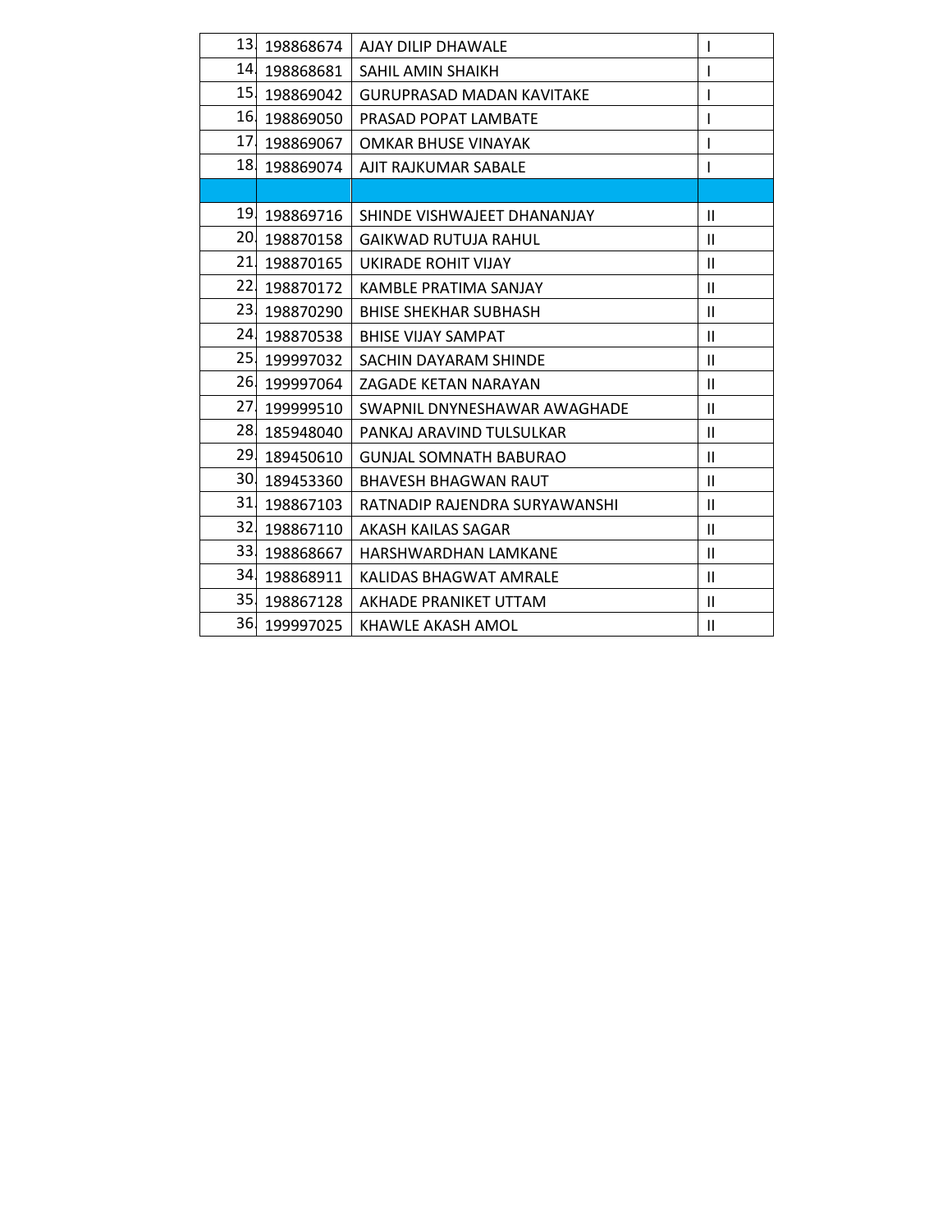| | | | |
|---|---|---|---|
| 13. | 198868674 | AJAY DILIP DHAWALE | I |
| 14. | 198868681 | SAHIL AMIN SHAIKH | I |
| 15. | 198869042 | GURUPRASAD MADAN KAVITAKE | I |
| 16. | 198869050 | PRASAD POPAT LAMBATE | I |
| 17. | 198869067 | OMKAR BHUSE VINAYAK | I |
| 18. | 198869074 | AJIT RAJKUMAR SABALE | I |
| | | | |
| 19. | 198869716 | SHINDE VISHWAJEET DHANANJAY | II |
| 20. | 198870158 | GAIKWAD RUTUJA RAHUL | II |
| 21. | 198870165 | UKIRADE ROHIT VIJAY | II |
| 22. | 198870172 | KAMBLE PRATIMA SANJAY | II |
| 23. | 198870290 | BHISE SHEKHAR SUBHASH | II |
| 24. | 198870538 | BHISE VIJAY SAMPAT | II |
| 25. | 199997032 | SACHIN DAYARAM SHINDE | II |
| 26. | 199997064 | ZAGADE KETAN NARAYAN | II |
| 27. | 199999510 | SWAPNIL DNYNESHAWAR AWAGHADE | II |
| 28. | 185948040 | PANKAJ ARAVIND TULSULKAR | II |
| 29. | 189450610 | GUNJAL SOMNATH BABURAO | II |
| 30. | 189453360 | BHAVESH BHAGWAN RAUT | II |
| 31. | 198867103 | RATNADIP RAJENDRA SURYAWANSHI | II |
| 32. | 198867110 | AKASH KAILAS SAGAR | II |
| 33. | 198868667 | HARSHWARDHAN LAMKANE | II |
| 34. | 198868911 | KALIDAS BHAGWAT AMRALE | II |
| 35. | 198867128 | AKHADE PRANIKET UTTAM | II |
| 36. | 199997025 | KHAWLE AKASH AMOL | II |